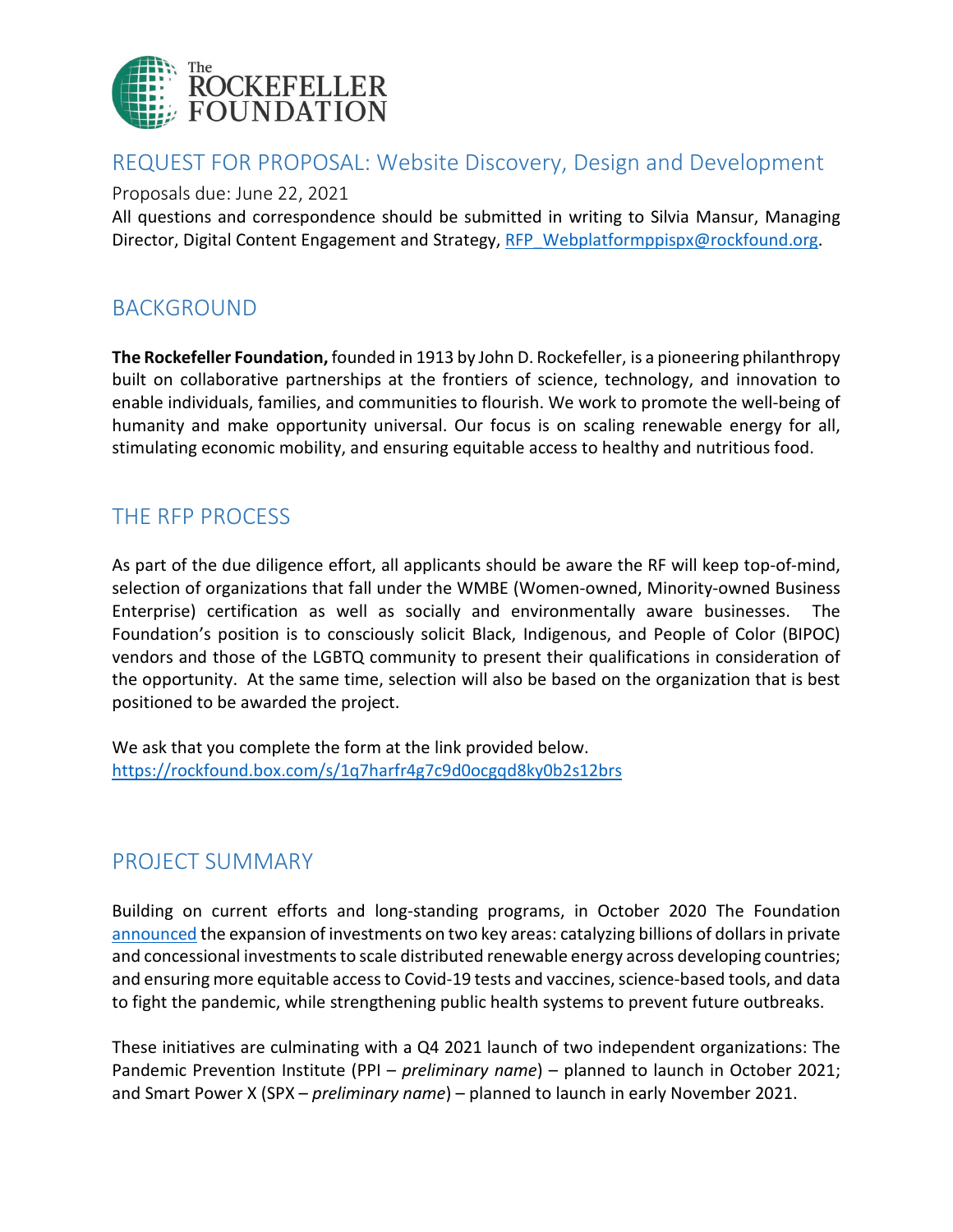# REQUEST FOR PROPOSAL: Website Discovery, Design and Development

Proposals due: June 22, 2021

All questions and correspondence should be submitted in writing to Silvia Mansur, Managing Director, Digital Content Engagement and Strategy, [RFP_Webplatformppispx@rockfound.org](mailto:RFP_Webplatformppispx@rockfound.org).

## BACKGROUND

**The Rockefeller Foundation,** founded in 1913 by John D. Rockefeller, is a pioneering philanthropy built on collaborative partnerships at the frontiers of science, technology, and innovation to enable individuals, families, and communities to flourish. We work to promote the well-being of humanity and make opportunity universal. Our focus is on scaling renewable energy for all, stimulating economic mobility, and ensuring equitable access to healthy and nutritious food.

## THE RFP PROCESS

As part of the due diligence effort, all applicants should be aware the RF will keep top-of-mind, selection of organizations that fall under the WMBE (Women-owned, Minority-owned Business Enterprise) certification as well as socially and environmentally aware businesses. The Foundation's position is to consciously solicit Black, Indigenous, and People of Color (BIPOC) vendors and those of the LGBTQ community to present their qualifications in consideration of the opportunity. At the same time, selection will also be based on the organization that is best positioned to be awarded the project.

We ask that you complete the form at the link provided below.
[https://rockfound.box.com/s/1q7harfr4g7c9d0ocgqd8ky0b2s12brs](https://rockfound.box.com/s/1q7harfr4g7c9d0ocgqd8ky0b2s12brs)

## PROJECT SUMMARY

Building on current efforts and long-standing programs, in October 2020 The Foundation announced the expansion of investments on two key areas: catalyzing billions of dollars in private and concessional investments to scale distributed renewable energy across developing countries; and ensuring more equitable access to Covid-19 tests and vaccines, science-based tools, and data to fight the pandemic, while strengthening public health systems to prevent future outbreaks.

These initiatives are culminating with a Q4 2021 launch of two independent organizations: The Pandemic Prevention Institute (PPI – *preliminary name*) – planned to launch in October 2021; and Smart Power X (SPX – *preliminary name*) – planned to launch in early November 2021.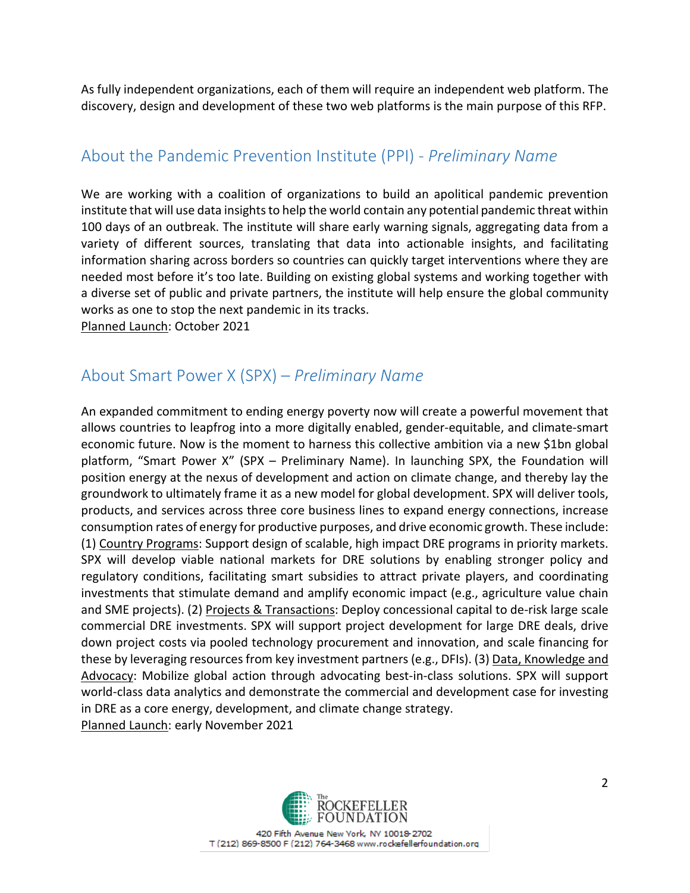As fully independent organizations, each of them will require an independent web platform. The discovery, design and development of these two web platforms is the main purpose of this RFP.

## About the Pandemic Prevention Institute (PPI) - *Preliminary Name*

We are working with a coalition of organizations to build an apolitical pandemic prevention institute that will use data insights to help the world contain any potential pandemic threat within 100 days of an outbreak. The institute will share early warning signals, aggregating data from a variety of different sources, translating that data into actionable insights, and facilitating information sharing across borders so countries can quickly target interventions where they are needed most before it's too late. Building on existing global systems and working together with a diverse set of public and private partners, the institute will help ensure the global community works as one to stop the next pandemic in its tracks.
<u>Planned Launch</u>: October 2021

## About Smart Power X (SPX) – *Preliminary Name*

An expanded commitment to ending energy poverty now will create a powerful movement that allows countries to leapfrog into a more digitally enabled, gender-equitable, and climate-smart economic future. Now is the moment to harness this collective ambition via a new $1bn global platform, "Smart Power X" (SPX – Preliminary Name). In launching SPX, the Foundation will position energy at the nexus of development and action on climate change, and thereby lay the groundwork to ultimately frame it as a new model for global development. SPX will deliver tools, products, and services across three core business lines to expand energy connections, increase consumption rates of energy for productive purposes, and drive economic growth. These include: (1) <u>Country Programs</u>: Support design of scalable, high impact DRE programs in priority markets. SPX will develop viable national markets for DRE solutions by enabling stronger policy and regulatory conditions, facilitating smart subsidies to attract private players, and coordinating investments that stimulate demand and amplify economic impact (e.g., agriculture value chain and SME projects). (2) <u>Projects & Transactions</u>: Deploy concessional capital to de-risk large scale commercial DRE investments. SPX will support project development for large DRE deals, drive down project costs via pooled technology procurement and innovation, and scale financing for these by leveraging resources from key investment partners (e.g., DFIs). (3) <u>Data, Knowledge and Advocacy</u>: Mobilize global action through advocating best-in-class solutions. SPX will support world-class data analytics and demonstrate the commercial and development case for investing in DRE as a core energy, development, and climate change strategy.
<u>Planned Launch</u>: early November 2021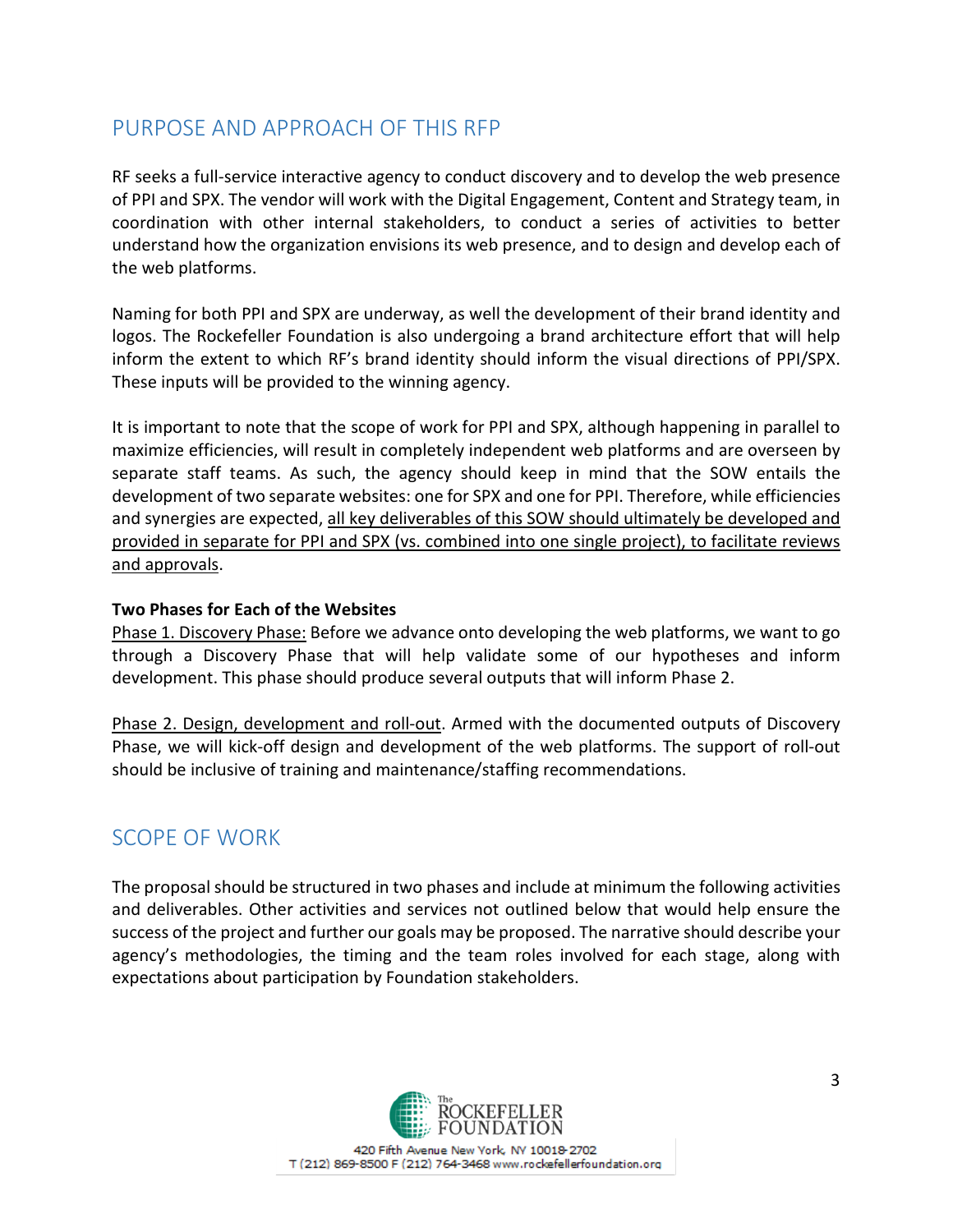## PURPOSE AND APPROACH OF THIS RFP

RF seeks a full-service interactive agency to conduct discovery and to develop the web presence of PPI and SPX. The vendor will work with the Digital Engagement, Content and Strategy team, in coordination with other internal stakeholders, to conduct a series of activities to better understand how the organization envisions its web presence, and to design and develop each of the web platforms.

Naming for both PPI and SPX are underway, as well the development of their brand identity and logos. The Rockefeller Foundation is also undergoing a brand architecture effort that will help inform the extent to which RF's brand identity should inform the visual directions of PPI/SPX. These inputs will be provided to the winning agency.

It is important to note that the scope of work for PPI and SPX, although happening in parallel to maximize efficiencies, will result in completely independent web platforms and are overseen by separate staff teams. As such, the agency should keep in mind that the SOW entails the development of two separate websites: one for SPX and one for PPI. Therefore, while efficiencies and synergies are expected, <u>all key deliverables of this SOW should ultimately be developed and provided in separate for PPI and SPX (vs. combined into one single project), to facilitate reviews and approvals</u>.

**Two Phases for Each of the Websites**

<u>Phase 1. Discovery Phase:</u> Before we advance onto developing the web platforms, we want to go through a Discovery Phase that will help validate some of our hypotheses and inform development. This phase should produce several outputs that will inform Phase 2.

<u>Phase 2. Design, development and roll-out</u>. Armed with the documented outputs of Discovery Phase, we will kick-off design and development of the web platforms. The support of roll-out should be inclusive of training and maintenance/staffing recommendations.

## SCOPE OF WORK

The proposal should be structured in two phases and include at minimum the following activities and deliverables. Other activities and services not outlined below that would help ensure the success of the project and further our goals may be proposed. The narrative should describe your agency's methodologies, the timing and the team roles involved for each stage, along with expectations about participation by Foundation stakeholders.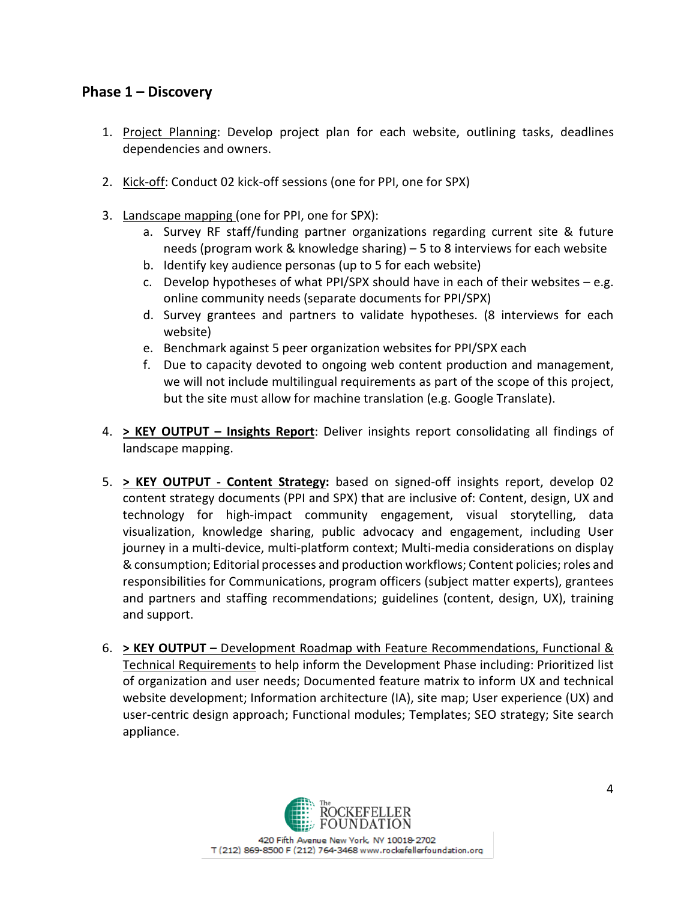## Phase 1 – Discovery

1. Project Planning: Develop project plan for each website, outlining tasks, deadlines dependencies and owners.

2. Kick-off: Conduct 02 kick-off sessions (one for PPI, one for SPX)

3. Landscape mapping (one for PPI, one for SPX):
   a. Survey RF staff/funding partner organizations regarding current site & future needs (program work & knowledge sharing) – 5 to 8 interviews for each website
   b. Identify key audience personas (up to 5 for each website)
   c. Develop hypotheses of what PPI/SPX should have in each of their websites – e.g. online community needs (separate documents for PPI/SPX)
   d. Survey grantees and partners to validate hypotheses. (8 interviews for each website)
   e. Benchmark against 5 peer organization websites for PPI/SPX each
   f. Due to capacity devoted to ongoing web content production and management, we will not include multilingual requirements as part of the scope of this project, but the site must allow for machine translation (e.g. Google Translate).

4. **> KEY OUTPUT – Insights Report**: Deliver insights report consolidating all findings of landscape mapping.

5. **> KEY OUTPUT - Content Strategy:** based on signed-off insights report, develop 02 content strategy documents (PPI and SPX) that are inclusive of: Content, design, UX and technology for high-impact community engagement, visual storytelling, data visualization, knowledge sharing, public advocacy and engagement, including User journey in a multi-device, multi-platform context; Multi-media considerations on display & consumption; Editorial processes and production workflows; Content policies; roles and responsibilities for Communications, program officers (subject matter experts), grantees and partners and staffing recommendations; guidelines (content, design, UX), training and support.

6. **> KEY OUTPUT –** Development Roadmap with Feature Recommendations, Functional & Technical Requirements to help inform the Development Phase including: Prioritized list of organization and user needs; Documented feature matrix to inform UX and technical website development; Information architecture (IA), site map; User experience (UX) and user-centric design approach; Functional modules; Templates; SEO strategy; Site search appliance.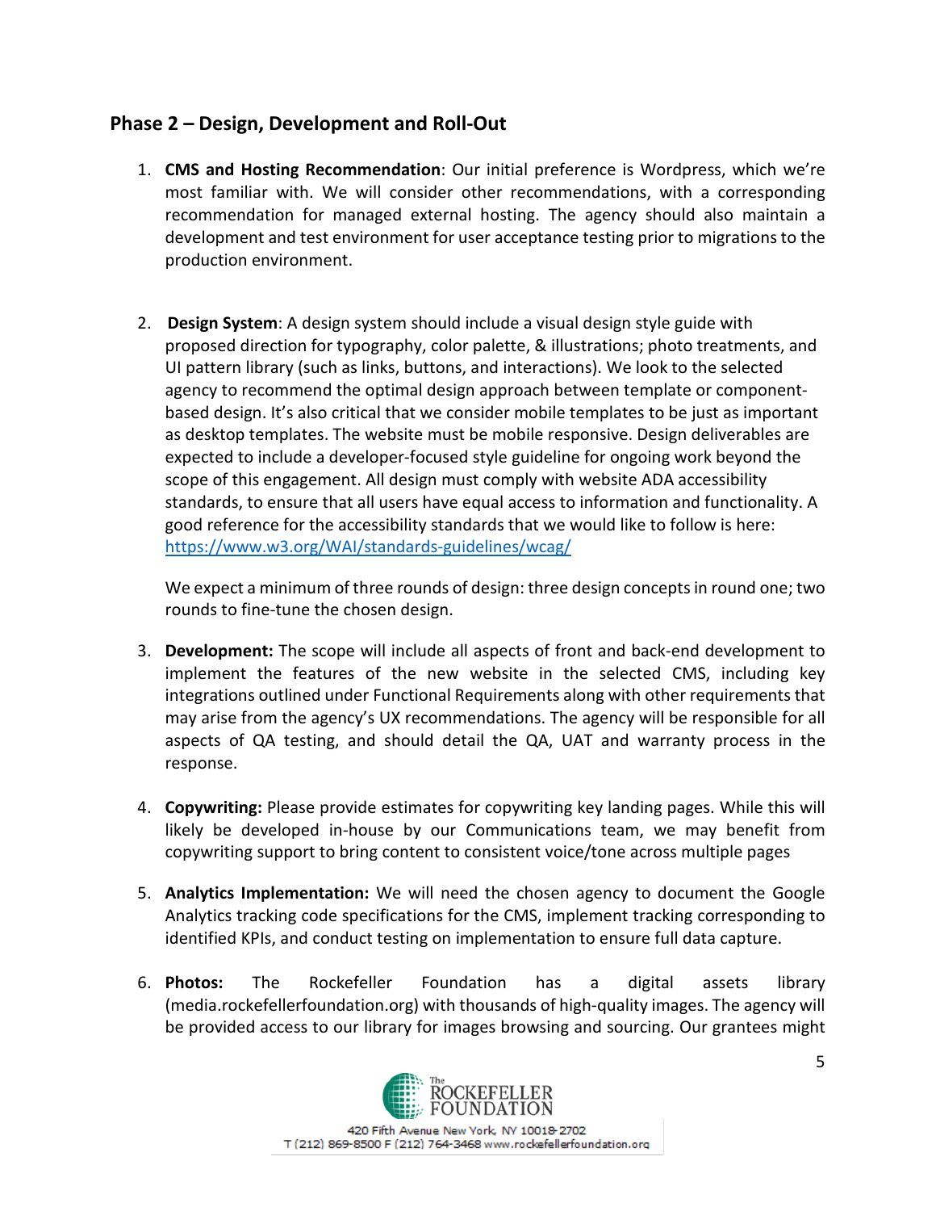## Phase 2 – Design, Development and Roll-Out

1. **CMS and Hosting Recommendation**: Our initial preference is Wordpress, which we're most familiar with. We will consider other recommendations, with a corresponding recommendation for managed external hosting. The agency should also maintain a development and test environment for user acceptance testing prior to migrations to the production environment.

2. **Design System**: A design system should include a visual design style guide with proposed direction for typography, color palette, & illustrations; photo treatments, and UI pattern library (such as links, buttons, and interactions). We look to the selected agency to recommend the optimal design approach between template or component-based design. It's also critical that we consider mobile templates to be just as important as desktop templates. The website must be mobile responsive. Design deliverables are expected to include a developer-focused style guideline for ongoing work beyond the scope of this engagement. All design must comply with website ADA accessibility standards, to ensure that all users have equal access to information and functionality. A good reference for the accessibility standards that we would like to follow is here: https://www.w3.org/WAI/standards-guidelines/wcag/

   We expect a minimum of three rounds of design: three design concepts in round one; two rounds to fine-tune the chosen design.

3. **Development:** The scope will include all aspects of front and back-end development to implement the features of the new website in the selected CMS, including key integrations outlined under Functional Requirements along with other requirements that may arise from the agency's UX recommendations. The agency will be responsible for all aspects of QA testing, and should detail the QA, UAT and warranty process in the response.

4. **Copywriting:** Please provide estimates for copywriting key landing pages. While this will likely be developed in-house by our Communications team, we may benefit from copywriting support to bring content to consistent voice/tone across multiple pages

5. **Analytics Implementation:** We will need the chosen agency to document the Google Analytics tracking code specifications for the CMS, implement tracking corresponding to identified KPIs, and conduct testing on implementation to ensure full data capture.

6. **Photos:** The Rockefeller Foundation has a digital assets library (media.rockefellerfoundation.org) with thousands of high-quality images. The agency will be provided access to our library for images browsing and sourcing. Our grantees might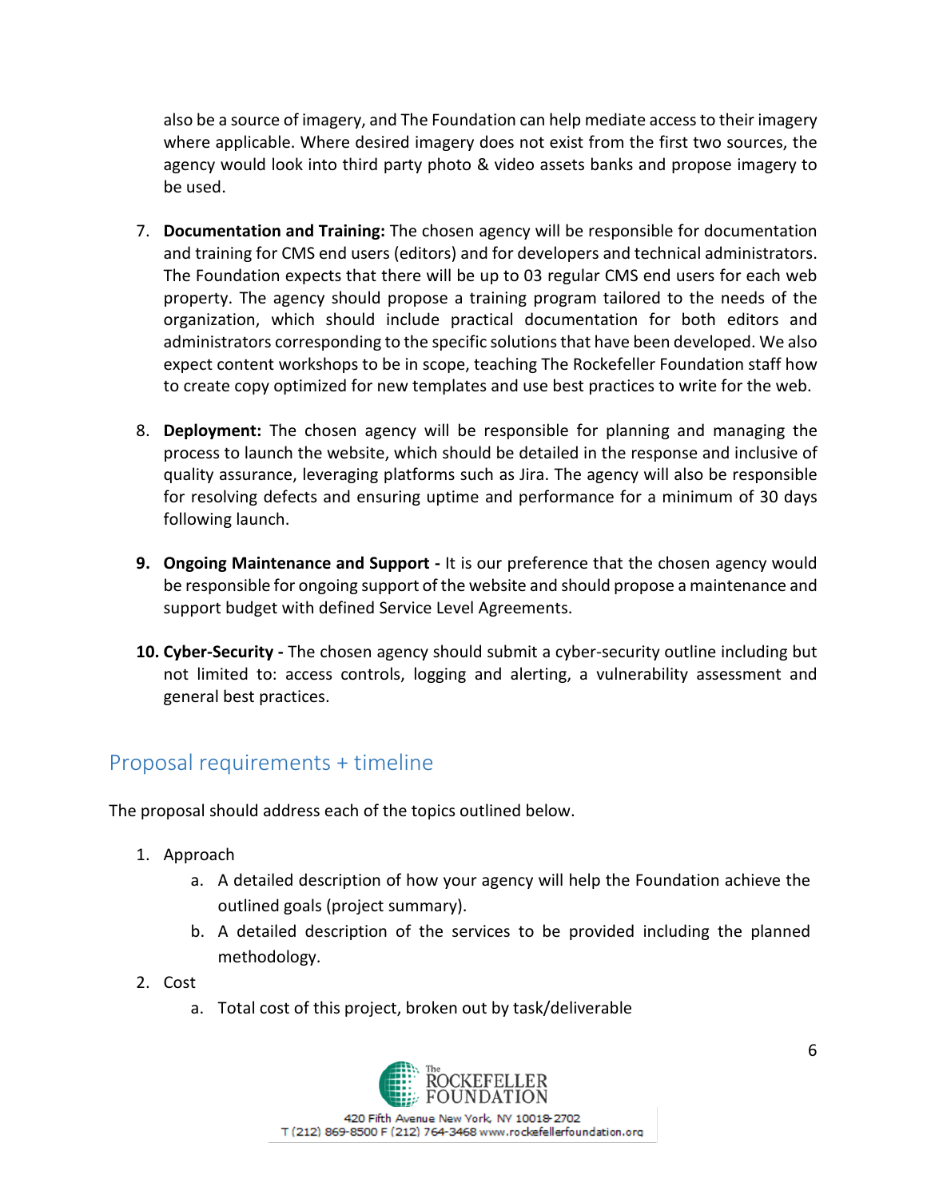also be a source of imagery, and The Foundation can help mediate access to their imagery where applicable. Where desired imagery does not exist from the first two sources, the agency would look into third party photo & video assets banks and propose imagery to be used.

7. **Documentation and Training:** The chosen agency will be responsible for documentation and training for CMS end users (editors) and for developers and technical administrators. The Foundation expects that there will be up to 03 regular CMS end users for each web property. The agency should propose a training program tailored to the needs of the organization, which should include practical documentation for both editors and administrators corresponding to the specific solutions that have been developed. We also expect content workshops to be in scope, teaching The Rockefeller Foundation staff how to create copy optimized for new templates and use best practices to write for the web.

8. **Deployment:** The chosen agency will be responsible for planning and managing the process to launch the website, which should be detailed in the response and inclusive of quality assurance, leveraging platforms such as Jira. The agency will also be responsible for resolving defects and ensuring uptime and performance for a minimum of 30 days following launch.

9. **Ongoing Maintenance and Support -** It is our preference that the chosen agency would be responsible for ongoing support of the website and should propose a maintenance and support budget with defined Service Level Agreements.

10. **Cyber-Security -** The chosen agency should submit a cyber-security outline including but not limited to: access controls, logging and alerting, a vulnerability assessment and general best practices.

## Proposal requirements + timeline

The proposal should address each of the topics outlined below.

1. Approach
   a. A detailed description of how your agency will help the Foundation achieve the outlined goals (project summary).
   b. A detailed description of the services to be provided including the planned methodology.
2. Cost
   a. Total cost of this project, broken out by task/deliverable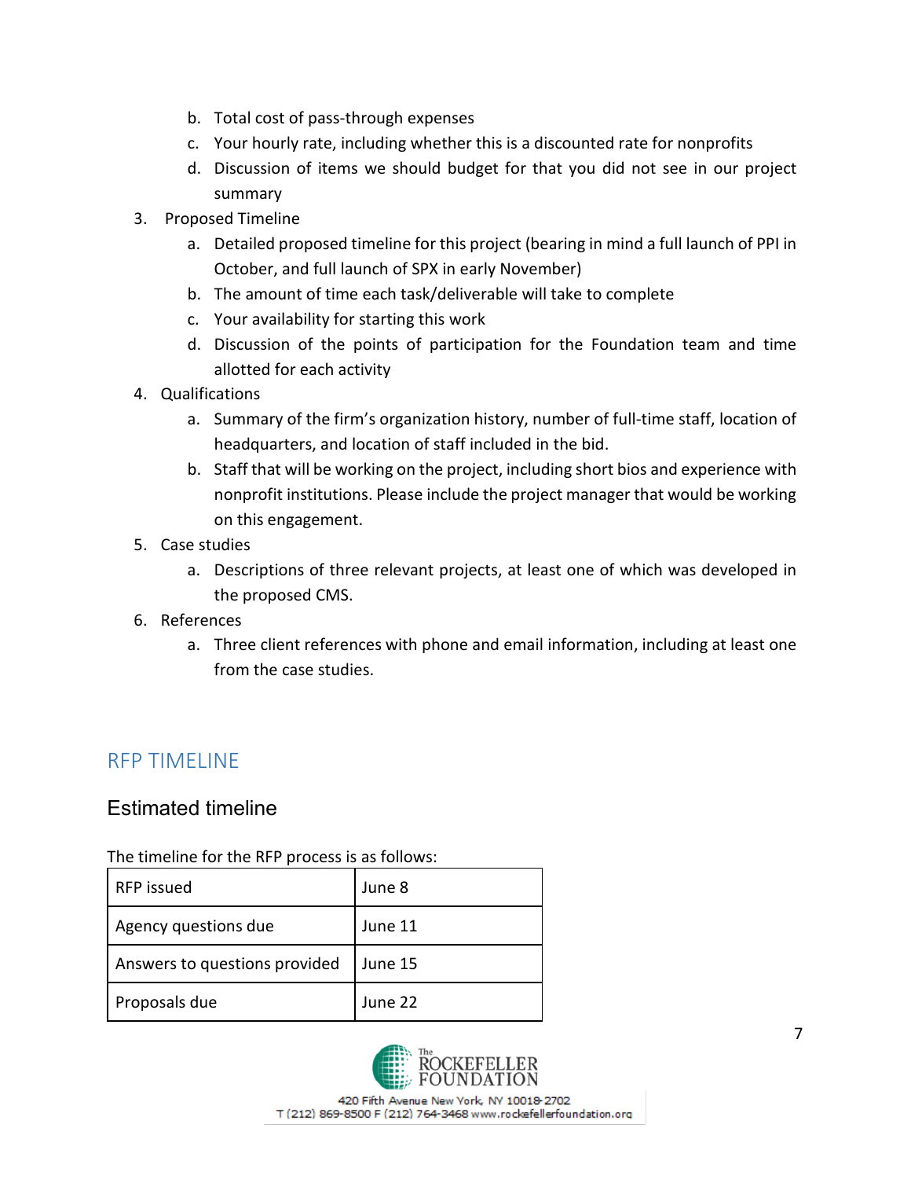b. Total cost of pass-through expenses
   c. Your hourly rate, including whether this is a discounted rate for nonprofits
   d. Discussion of items we should budget for that you did not see in our project summary

3. Proposed Timeline
   a. Detailed proposed timeline for this project (bearing in mind a full launch of PPI in October, and full launch of SPX in early November)
   b. The amount of time each task/deliverable will take to complete
   c. Your availability for starting this work
   d. Discussion of the points of participation for the Foundation team and time allotted for each activity
4. Qualifications
   a. Summary of the firm's organization history, number of full-time staff, location of headquarters, and location of staff included in the bid.
   b. Staff that will be working on the project, including short bios and experience with nonprofit institutions. Please include the project manager that would be working on this engagement.
5. Case studies
   a. Descriptions of three relevant projects, at least one of which was developed in the proposed CMS.
6. References
   a. Three client references with phone and email information, including at least one from the case studies.

## RFP TIMELINE

### Estimated timeline

The timeline for the RFP process is as follows:

| RFP issued | June 8 |
|---|---|
| Agency questions due | June 11 |
| Answers to questions provided | June 15 |
| Proposals due | June 22 |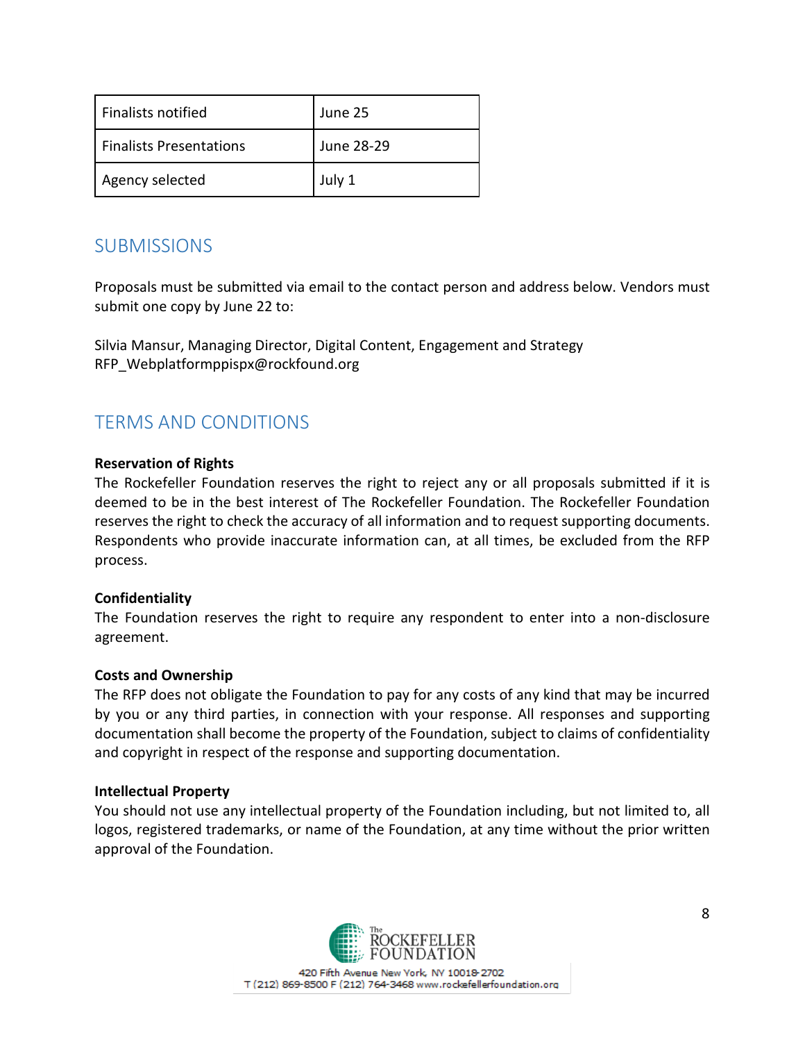| Finalists notified | June 25 |
|---|---|
| Finalists Presentations | June 28-29 |
| Agency selected | July 1 |

## SUBMISSIONS

Proposals must be submitted via email to the contact person and address below. Vendors must submit one copy by June 22 to:

Silvia Mansur, Managing Director, Digital Content, Engagement and Strategy
RFP_Webplatformppispx@rockfound.org

## TERMS AND CONDITIONS

**Reservation of Rights**
The Rockefeller Foundation reserves the right to reject any or all proposals submitted if it is deemed to be in the best interest of The Rockefeller Foundation. The Rockefeller Foundation reserves the right to check the accuracy of all information and to request supporting documents. Respondents who provide inaccurate information can, at all times, be excluded from the RFP process.

**Confidentiality**
The Foundation reserves the right to require any respondent to enter into a non-disclosure agreement.

**Costs and Ownership**
The RFP does not obligate the Foundation to pay for any costs of any kind that may be incurred by you or any third parties, in connection with your response. All responses and supporting documentation shall become the property of the Foundation, subject to claims of confidentiality and copyright in respect of the response and supporting documentation.

**Intellectual Property**
You should not use any intellectual property of the Foundation including, but not limited to, all logos, registered trademarks, or name of the Foundation, at any time without the prior written approval of the Foundation.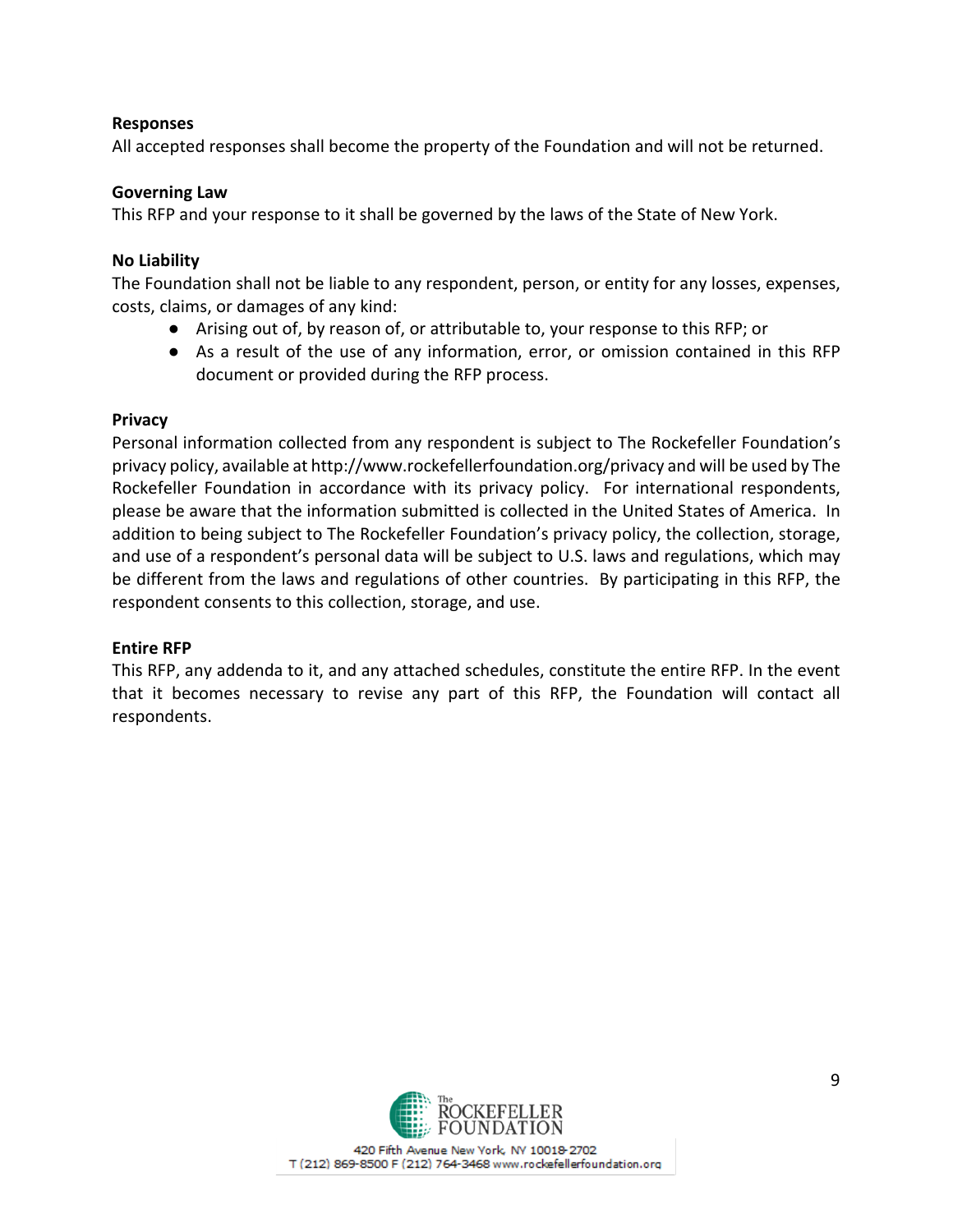**Responses**

All accepted responses shall become the property of the Foundation and will not be returned.

**Governing Law**

This RFP and your response to it shall be governed by the laws of the State of New York.

**No Liability**

The Foundation shall not be liable to any respondent, person, or entity for any losses, expenses, costs, claims, or damages of any kind:

- Arising out of, by reason of, or attributable to, your response to this RFP; or
- As a result of the use of any information, error, or omission contained in this RFP document or provided during the RFP process.

**Privacy**

Personal information collected from any respondent is subject to The Rockefeller Foundation's privacy policy, available at http://www.rockefellerfoundation.org/privacy and will be used by The Rockefeller Foundation in accordance with its privacy policy. For international respondents, please be aware that the information submitted is collected in the United States of America. In addition to being subject to The Rockefeller Foundation's privacy policy, the collection, storage, and use of a respondent's personal data will be subject to U.S. laws and regulations, which may be different from the laws and regulations of other countries. By participating in this RFP, the respondent consents to this collection, storage, and use.

**Entire RFP**

This RFP, any addenda to it, and any attached schedules, constitute the entire RFP. In the event that it becomes necessary to revise any part of this RFP, the Foundation will contact all respondents.